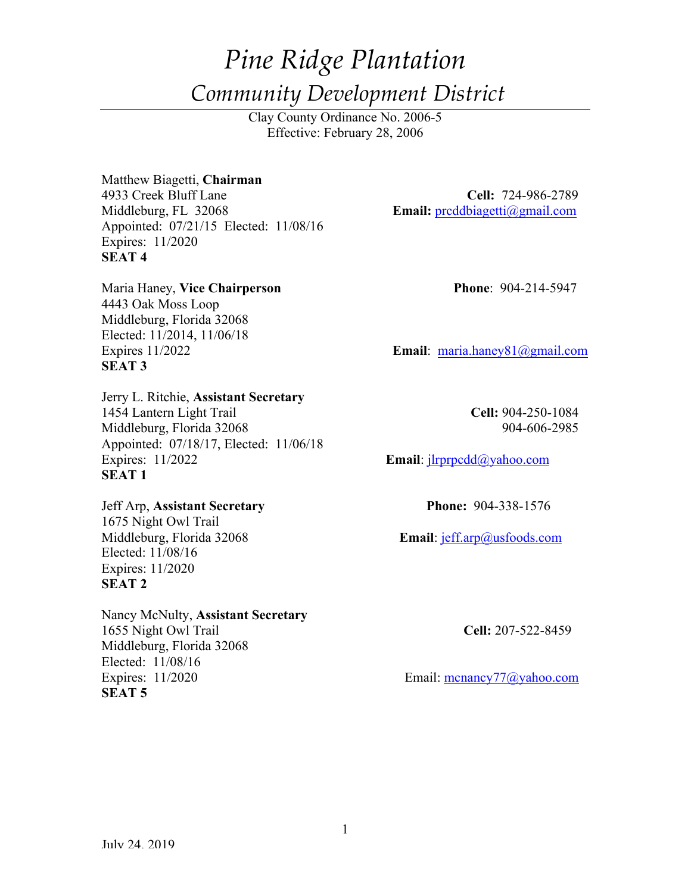# *Pine Ridge Plantation*

## *Community Development District*

Clay County Ordinance No. 2006-5
Effective: February 28, 2006

Matthew Biagetti, **Chairman**
4933 Creek Bluff Lane
Middleburg, FL 32068
Appointed: 07/21/15 Elected: 11/08/16
Expires: 11/2020
**SEAT 4**

**Cell:** 724-986-2789
**Email:** prcddbiagetti@gmail.com

Maria Haney, **Vice Chairperson**
4443 Oak Moss Loop
Middleburg, Florida 32068
Elected: 11/2014, 11/06/18
Expires 11/2022
**SEAT 3**

**Phone**: 904-214-5947
**Email**: maria.haney81@gmail.com

Jerry L. Ritchie, **Assistant Secretary**
1454 Lantern Light Trail
Middleburg, Florida 32068
Appointed: 07/18/17, Elected: 11/06/18
Expires: 11/2022
**SEAT 1**

**Cell:** 904-250-1084
904-606-2985
**Email**: jlrprpcdd@yahoo.com

Jeff Arp, **Assistant Secretary**
1675 Night Owl Trail
Middleburg, Florida 32068
Elected: 11/08/16
Expires: 11/2020
**SEAT 2**

**Phone:** 904-338-1576
**Email**: jeff.arp@usfoods.com

Nancy McNulty, **Assistant Secretary**
1655 Night Owl Trail
Middleburg, Florida 32068
Elected: 11/08/16
Expires: 11/2020
**SEAT 5**

**Cell:** 207-522-8459
Email: mcnancy77@yahoo.com

July 24, 2019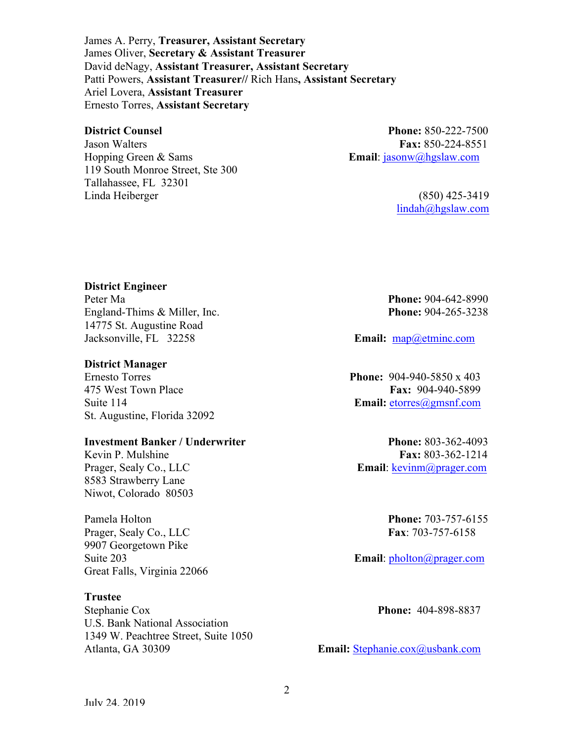James A. Perry, **Treasurer, Assistant Secretary**
James Oliver, **Secretary & Assistant Treasurer**
David deNagy, **Assistant Treasurer, Assistant Secretary**
Patti Powers, **Assistant Treasurer//** Rich Hans**, Assistant Secretary**
Ariel Lovera, **Assistant Treasurer**
Ernesto Torres, **Assistant Secretary**

**District Counsel**
Jason Walters
Hopping Green & Sams
119 South Monroe Street, Ste 300
Tallahassee, FL 32301
**Phone:** 850-222-7500
**Fax:** 850-224-8551
**Email**: jasonw@hgslaw.com

Linda Heiberger
(850) 425-3419
lindah@hgslaw.com

**District Engineer**
Peter Ma
England-Thims & Miller, Inc.
14775 St. Augustine Road
Jacksonville, FL 32258
**Phone:** 904-642-8990
**Phone:** 904-265-3238
**Email:** map@etminc.com

**District Manager**
Ernesto Torres
475 West Town Place
Suite 114
St. Augustine, Florida 32092
**Phone:** 904-940-5850 x 403
**Fax:** 904-940-5899
**Email:** etorres@gmsnf.com

**Investment Banker / Underwriter**
Kevin P. Mulshine
Prager, Sealy Co., LLC
8583 Strawberry Lane
Niwot, Colorado 80503
**Phone:** 803-362-4093
**Fax:** 803-362-1214
**Email**: kevinm@prager.com

Pamela Holton
Prager, Sealy Co., LLC
9907 Georgetown Pike
Suite 203
Great Falls, Virginia 22066
**Phone:** 703-757-6155
**Fax**: 703-757-6158
**Email**: pholton@prager.com

**Trustee**
Stephanie Cox
U.S. Bank National Association
1349 W. Peachtree Street, Suite 1050
Atlanta, GA 30309
**Phone:** 404-898-8837
**Email:** Stephanie.cox@usbank.com

July 24, 2019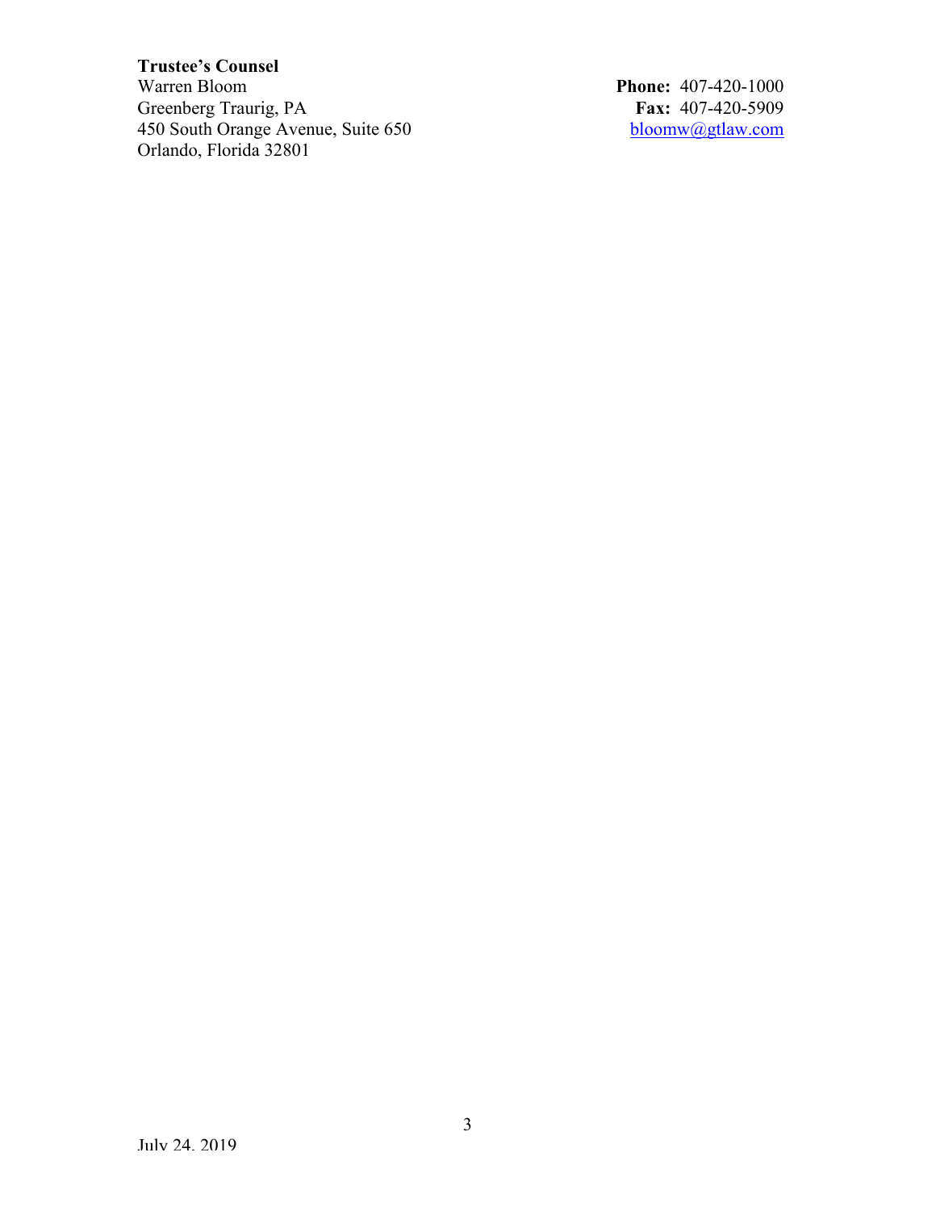**Trustee's Counsel**

Warren Bloom
Greenberg Traurig, PA
450 South Orange Avenue, Suite 650
Orlando, Florida 32801

**Phone:** 407-420-1000
**Fax:** 407-420-5909
bloomw@gtlaw.com

July 24, 2019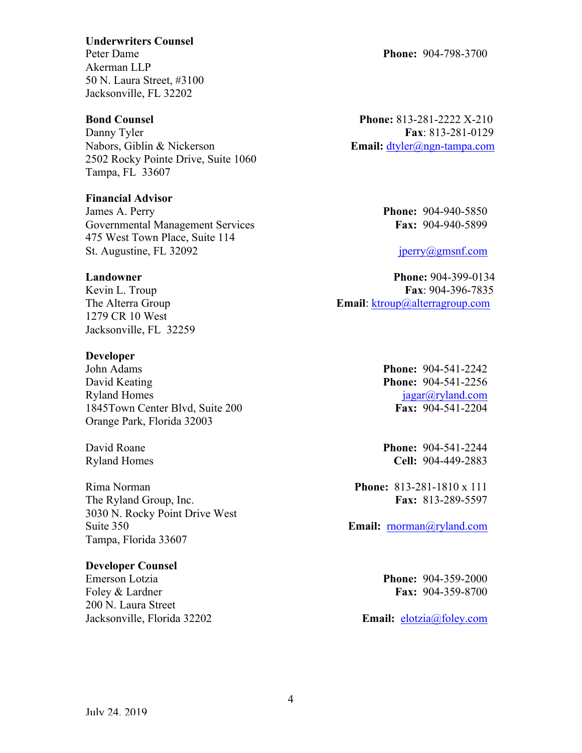**Underwriters Counsel**
Peter Dame
Akerman LLP
50 N. Laura Street, #3100
Jacksonville, FL 32202

**Phone:** 904-798-3700

**Bond Counsel**
Danny Tyler
Nabors, Giblin & Nickerson
2502 Rocky Pointe Drive, Suite 1060
Tampa, FL 33607

**Phone:** 813-281-2222 X-210
**Fax**: 813-281-0129
**Email:** dtyler@ngn-tampa.com

**Financial Advisor**
James A. Perry
Governmental Management Services
475 West Town Place, Suite 114
St. Augustine, FL 32092

**Phone:** 904-940-5850
**Fax:** 904-940-5899
jperry@gmsnf.com

**Landowner**
Kevin L. Troup
The Alterra Group
1279 CR 10 West
Jacksonville, FL 32259

**Phone:** 904-399-0134
**Fax**: 904-396-7835
**Email**: ktroup@alterragroup.com

**Developer**
John Adams
David Keating
Ryland Homes
1845Town Center Blvd, Suite 200
Orange Park, Florida 32003

**Phone:** 904-541-2242
**Phone:** 904-541-2256
jagar@ryland.com
**Fax:** 904-541-2204

David Roane
Ryland Homes

**Phone:** 904-541-2244
**Cell:** 904-449-2883

Rima Norman
The Ryland Group, Inc.
3030 N. Rocky Point Drive West
Suite 350
Tampa, Florida 33607

**Phone:** 813-281-1810 x 111
**Fax:** 813-289-5597
**Email:** rnorman@ryland.com

**Developer Counsel**
Emerson Lotzia
Foley & Lardner
200 N. Laura Street
Jacksonville, Florida 32202

**Phone:** 904-359-2000
**Fax:** 904-359-8700
**Email:** elotzia@foley.com

July 24, 2019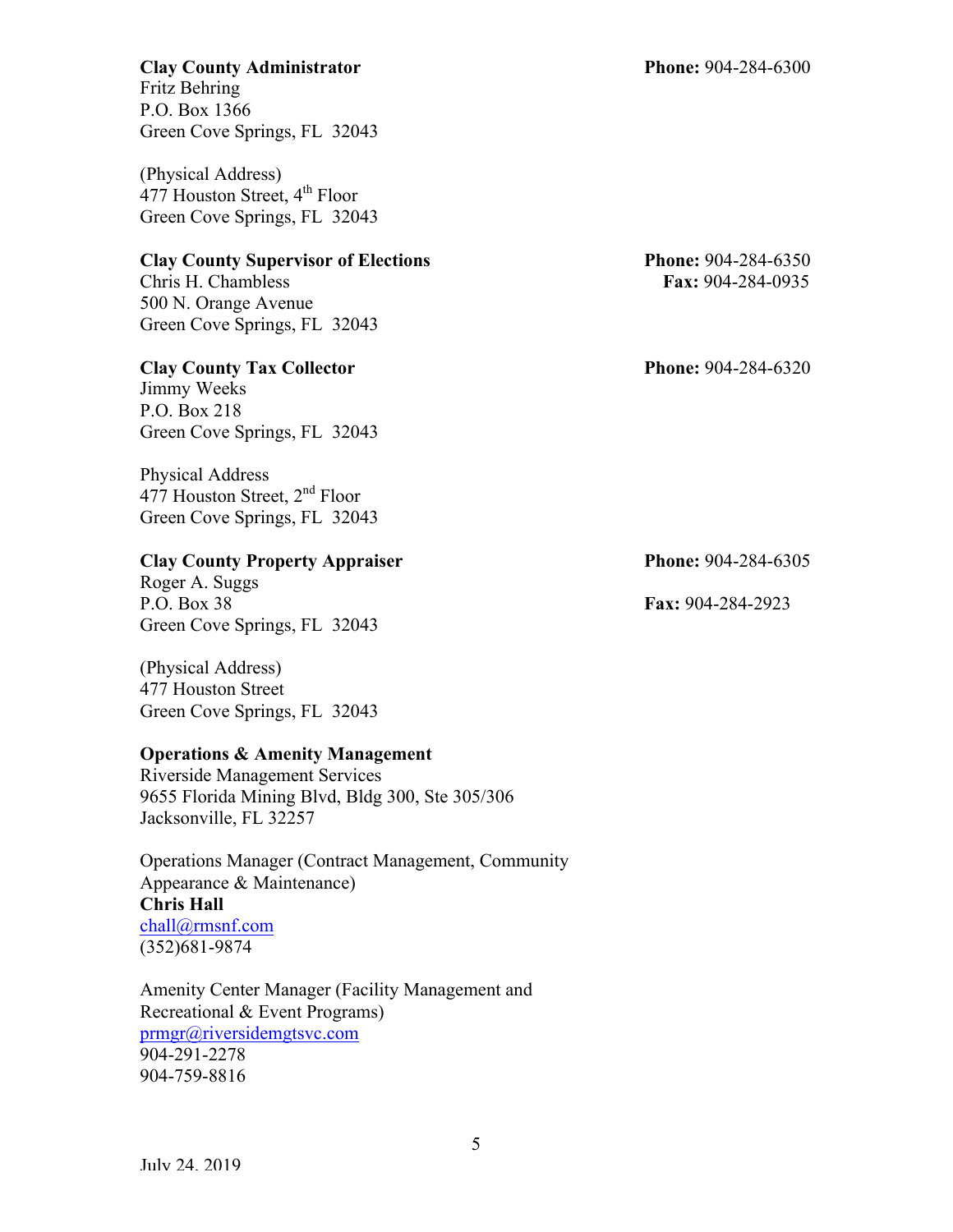**Clay County Administrator**
Fritz Behring
P.O. Box 1366
Green Cove Springs, FL 32043

**Phone:** 904-284-6300

(Physical Address)
477 Houston Street, 4th Floor
Green Cove Springs, FL 32043

**Clay County Supervisor of Elections**
Chris H. Chambless
500 N. Orange Avenue
Green Cove Springs, FL 32043

**Phone:** 904-284-6350
**Fax:** 904-284-0935

**Clay County Tax Collector**
Jimmy Weeks
P.O. Box 218
Green Cove Springs, FL 32043

**Phone:** 904-284-6320

Physical Address
477 Houston Street, 2nd Floor
Green Cove Springs, FL 32043

**Clay County Property Appraiser**
Roger A. Suggs
P.O. Box 38
Green Cove Springs, FL 32043

**Phone:** 904-284-6305
**Fax:** 904-284-2923

(Physical Address)
477 Houston Street
Green Cove Springs, FL 32043

**Operations & Amenity Management**
Riverside Management Services
9655 Florida Mining Blvd, Bldg 300, Ste 305/306
Jacksonville, FL 32257

Operations Manager (Contract Management, Community Appearance & Maintenance)
**Chris Hall**
chall@rmsnf.com
(352)681-9874

Amenity Center Manager (Facility Management and Recreational & Event Programs)
prmgr@riversidemgtsvc.com
904-291-2278
904-759-8816

July 24, 2019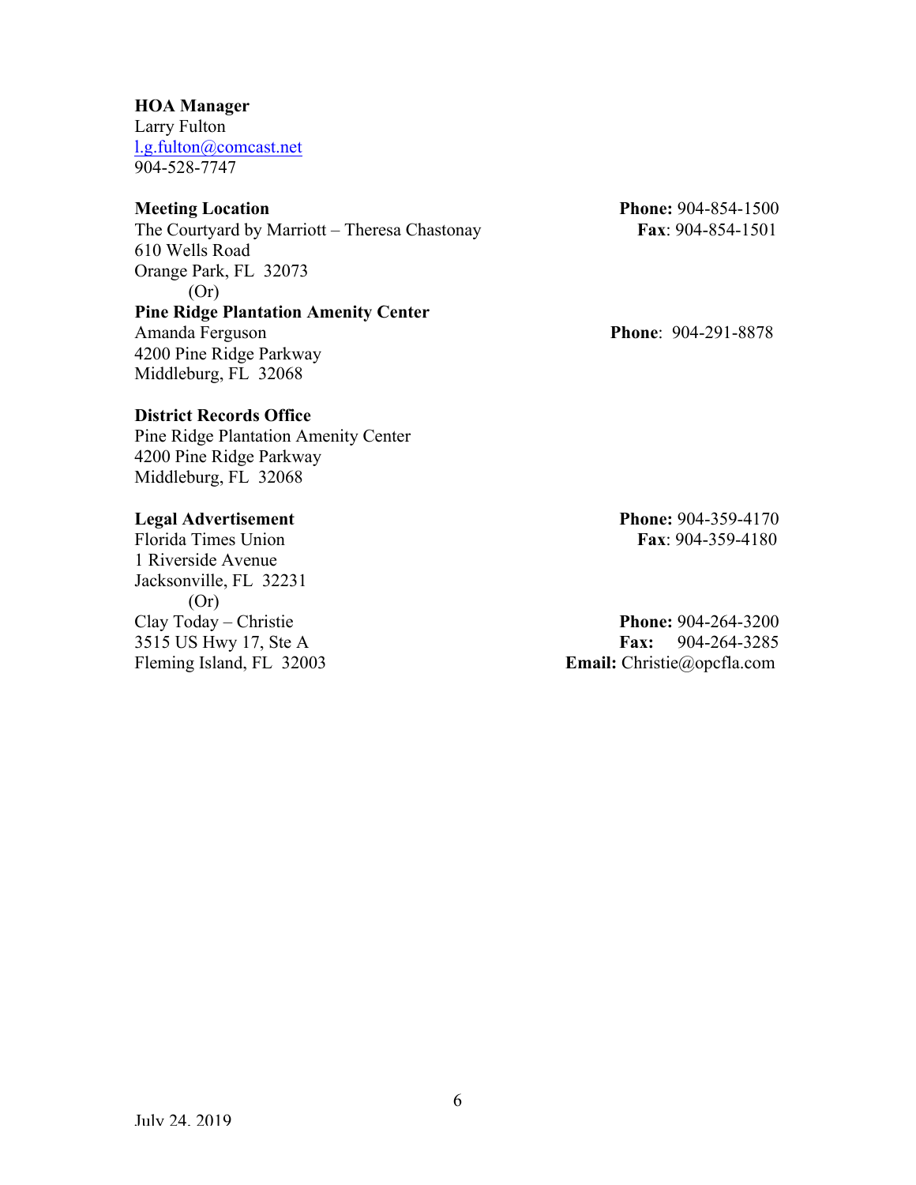**HOA Manager**
Larry Fulton
l.g.fulton@comcast.net
904-528-7747

**Meeting Location**
The Courtyard by Marriott – Theresa Chastonay
610 Wells Road
Orange Park, FL 32073

**Phone:** 904-854-1500
**Fax**: 904-854-1501

(Or)

**Pine Ridge Plantation Amenity Center**
Amanda Ferguson
4200 Pine Ridge Parkway
Middleburg, FL 32068

**Phone**: 904-291-8878

**District Records Office**
Pine Ridge Plantation Amenity Center
4200 Pine Ridge Parkway
Middleburg, FL 32068

**Legal Advertisement**
Florida Times Union
1 Riverside Avenue
Jacksonville, FL 32231

**Phone:** 904-359-4170
**Fax**: 904-359-4180

(Or)

Clay Today – Christie
3515 US Hwy 17, Ste A
Fleming Island, FL 32003

**Phone:** 904-264-3200
**Fax:** 904-264-3285
**Email:** Christie@opcfla.com

July 24, 2019